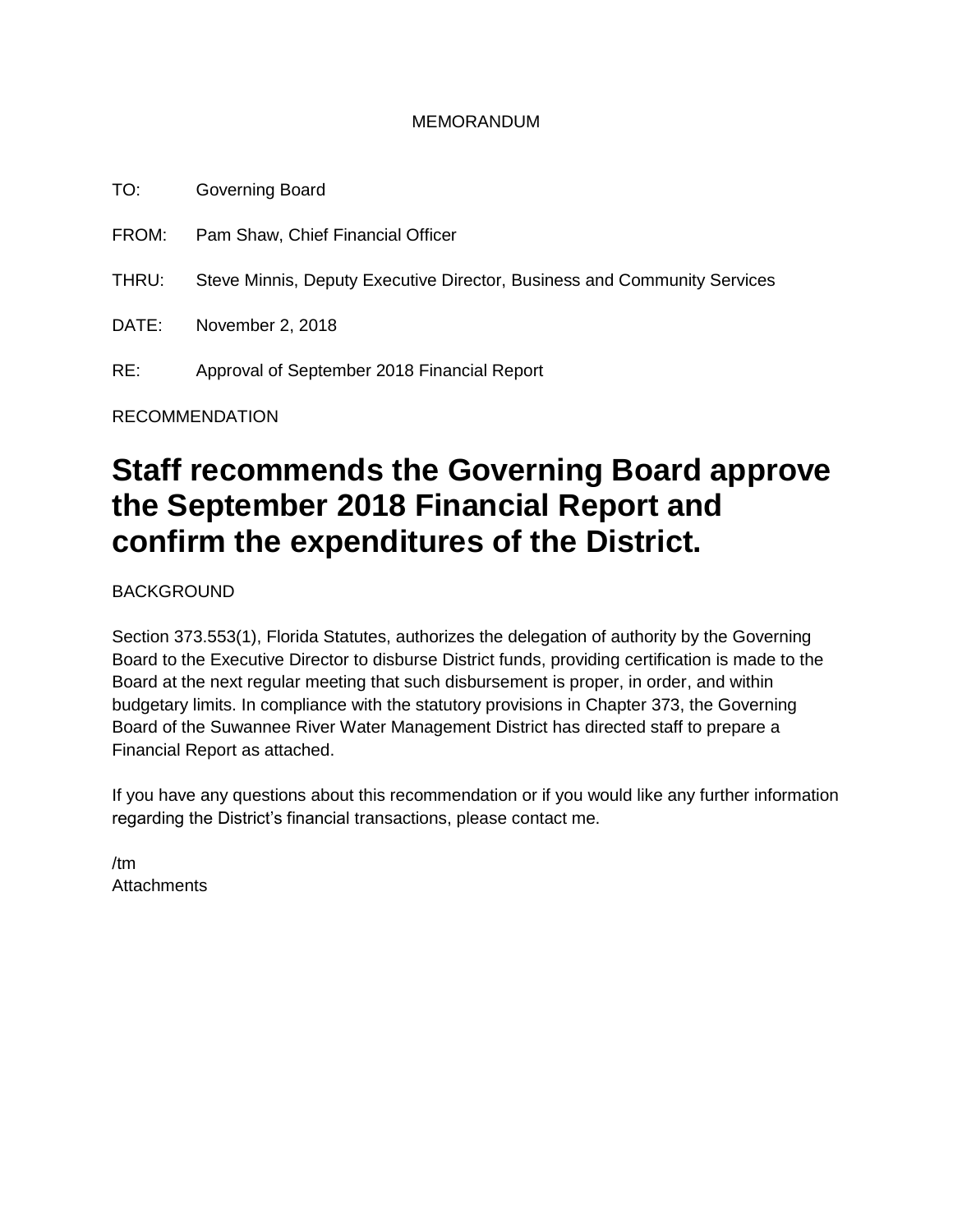MEMORANDUM

TO: Governing Board

FROM: Pam Shaw, Chief Financial Officer

THRU: Steve Minnis, Deputy Executive Director, Business and Community Services

DATE: November 2, 2018

RE: Approval of September 2018 Financial Report

RECOMMENDATION

# Staff recommends the Governing Board approve the September 2018 Financial Report and confirm the expenditures of the District.

BACKGROUND

Section 373.553(1), Florida Statutes, authorizes the delegation of authority by the Governing Board to the Executive Director to disburse District funds, providing certification is made to the Board at the next regular meeting that such disbursement is proper, in order, and within budgetary limits. In compliance with the statutory provisions in Chapter 373, the Governing Board of the Suwannee River Water Management District has directed staff to prepare a Financial Report as attached.

If you have any questions about this recommendation or if you would like any further information regarding the District's financial transactions, please contact me.

/tm
Attachments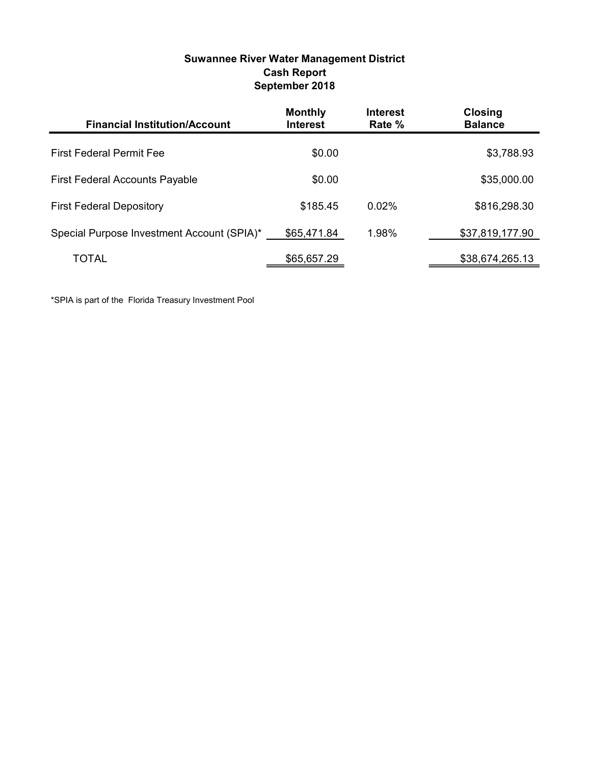**Suwannee River Water Management District**
**Cash Report**
**September 2018**

| Financial Institution/Account | Monthly Interest | Interest Rate % | Closing Balance |
|---|---|---|---|
| First Federal Permit Fee | $0.00 | | $3,788.93 |
| First Federal Accounts Payable | $0.00 | | $35,000.00 |
| First Federal Depository | $185.45 | 0.02% | $816,298.30 |
| Special Purpose Investment Account (SPIA)* | $65,471.84 | 1.98% | $37,819,177.90 |
| TOTAL | $65,657.29 | | $38,674,265.13 |

*SPIA is part of the Florida Treasury Investment Pool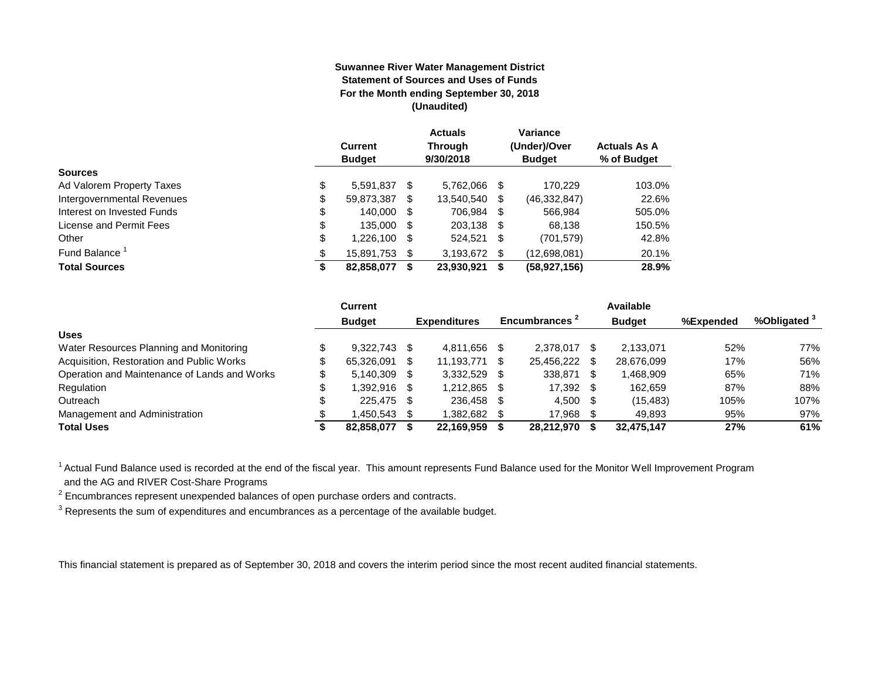**Suwannee River Water Management District**
**Statement of Sources and Uses of Funds**
**For the Month ending September 30, 2018**
**(Unaudited)**

| | Current Budget | Actuals Through 9/30/2018 | Variance (Under)/Over Budget | Actuals As A % of Budget |
|---|---|---|---|---|
| **Sources** | | | | |
| Ad Valorem Property Taxes | $ 5,591,837 | $ 5,762,066 | $ 170,229 | 103.0% |
| Intergovernmental Revenues | $ 59,873,387 | $ 13,540,540 | $ (46,332,847) | 22.6% |
| Interest on Invested Funds | $ 140,000 | $ 706,984 | $ 566,984 | 505.0% |
| License and Permit Fees | $ 135,000 | $ 203,138 | $ 68,138 | 150.5% |
| Other | $ 1,226,100 | $ 524,521 | $ (701,579) | 42.8% |
| Fund Balance [1] | $ 15,891,753 | $ 3,193,672 | $ (12,698,081) | 20.1% |
| **Total Sources** | **$ 82,858,077** | **$ 23,930,921** | **$ (58,927,156)** | **28.9%** |

| | Current Budget | Expenditures | Encumbrances [2] | Available Budget | %Expended | %Obligated [3] |
|---|---|---|---|---|---|---|
| **Uses** | | | | | | |
| Water Resources Planning and Monitoring | $ 9,322,743 | $ 4,811,656 | $ 2,378,017 | $ 2,133,071 | 52% | 77% |
| Acquisition, Restoration and Public Works | $ 65,326,091 | $ 11,193,771 | $ 25,456,222 | $ 28,676,099 | 17% | 56% |
| Operation and Maintenance of Lands and Works | $ 5,140,309 | $ 3,332,529 | $ 338,871 | $ 1,468,909 | 65% | 71% |
| Regulation | $ 1,392,916 | $ 1,212,865 | $ 17,392 | $ 162,659 | 87% | 88% |
| Outreach | $ 225,475 | $ 236,458 | $ 4,500 | $ (15,483) | 105% | 107% |
| Management and Administration | $ 1,450,543 | $ 1,382,682 | $ 17,968 | $ 49,893 | 95% | 97% |
| **Total Uses** | **$ 82,858,077** | **$ 22,169,959** | **$ 28,212,970** | **$ 32,475,147** | **27%** | **61%** |

[1] Actual Fund Balance used is recorded at the end of the fiscal year. This amount represents Fund Balance used for the Monitor Well Improvement Program and the AG and RIVER Cost-Share Programs

[2] Encumbrances represent unexpended balances of open purchase orders and contracts.

[3] Represents the sum of expenditures and encumbrances as a percentage of the available budget.

This financial statement is prepared as of September 30, 2018 and covers the interim period since the most recent audited financial statements.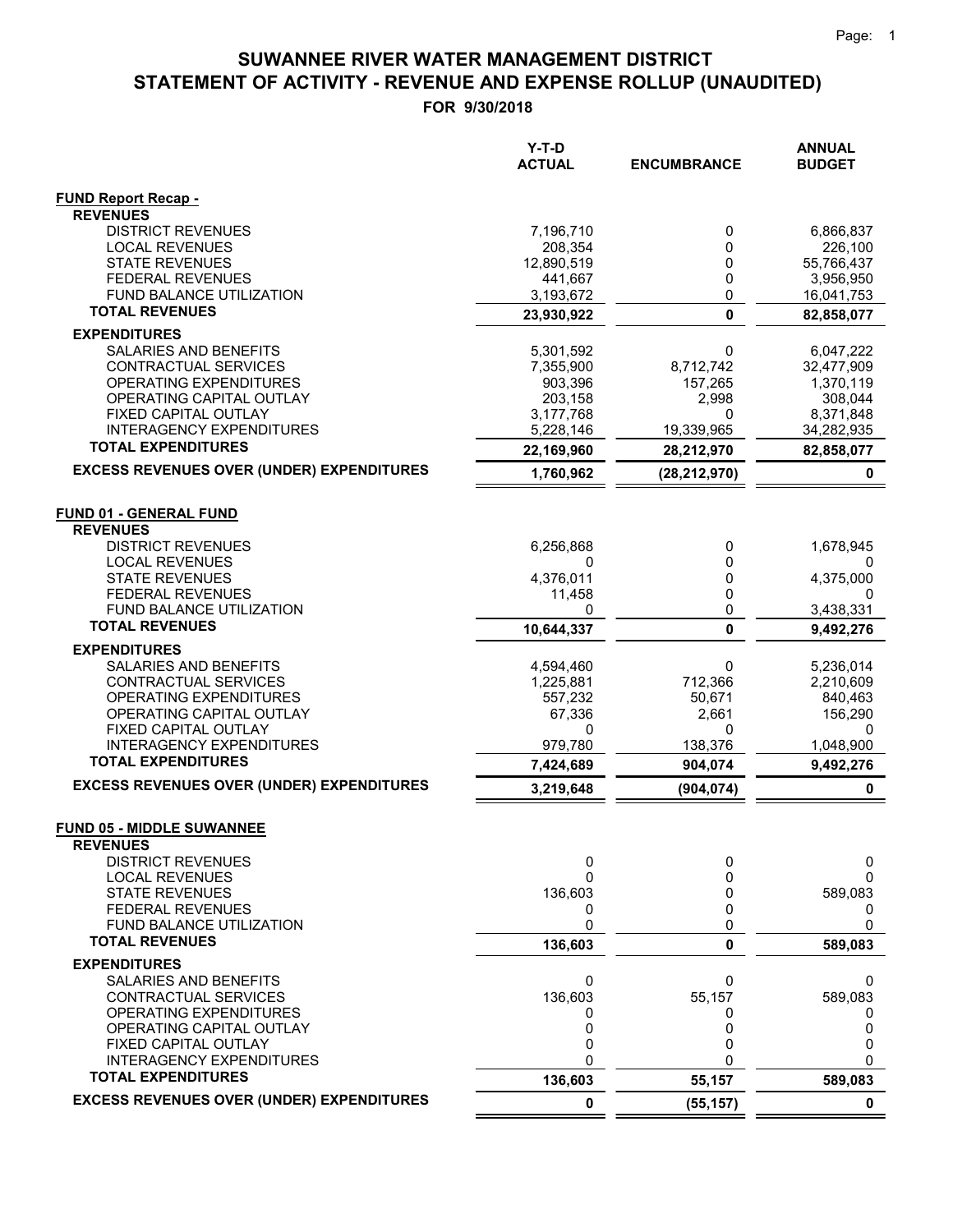# SUWANNEE RIVER WATER MANAGEMENT DISTRICT
## STATEMENT OF ACTIVITY - REVENUE AND EXPENSE ROLLUP (UNAUDITED)
### FOR 9/30/2018

| | Y-T-D ACTUAL | ENCUMBRANCE | ANNUAL BUDGET |
|---|---|---|---|
| **FUND Report Recap -** | | | |
| **REVENUES** | | | |
| DISTRICT REVENUES | 7,196,710 | 0 | 6,866,837 |
| LOCAL REVENUES | 208,354 | 0 | 226,100 |
| STATE REVENUES | 12,890,519 | 0 | 55,766,437 |
| FEDERAL REVENUES | 441,667 | 0 | 3,956,950 |
| FUND BALANCE UTILIZATION | 3,193,672 | 0 | 16,041,753 |
| **TOTAL REVENUES** | **23,930,922** | **0** | **82,858,077** |
| **EXPENDITURES** | | | |
| SALARIES AND BENEFITS | 5,301,592 | 0 | 6,047,222 |
| CONTRACTUAL SERVICES | 7,355,900 | 8,712,742 | 32,477,909 |
| OPERATING EXPENDITURES | 903,396 | 157,265 | 1,370,119 |
| OPERATING CAPITAL OUTLAY | 203,158 | 2,998 | 308,044 |
| FIXED CAPITAL OUTLAY | 3,177,768 | 0 | 8,371,848 |
| INTERAGENCY EXPENDITURES | 5,228,146 | 19,339,965 | 34,282,935 |
| **TOTAL EXPENDITURES** | **22,169,960** | **28,212,970** | **82,858,077** |
| **EXCESS REVENUES OVER (UNDER) EXPENDITURES** | **1,760,962** | **(28,212,970)** | **0** |
| **FUND 01 - GENERAL FUND** | | | |
| **REVENUES** | | | |
| DISTRICT REVENUES | 6,256,868 | 0 | 1,678,945 |
| LOCAL REVENUES | 0 | 0 | 0 |
| STATE REVENUES | 4,376,011 | 0 | 4,375,000 |
| FEDERAL REVENUES | 11,458 | 0 | 0 |
| FUND BALANCE UTILIZATION | 0 | 0 | 3,438,331 |
| **TOTAL REVENUES** | **10,644,337** | **0** | **9,492,276** |
| **EXPENDITURES** | | | |
| SALARIES AND BENEFITS | 4,594,460 | 0 | 5,236,014 |
| CONTRACTUAL SERVICES | 1,225,881 | 712,366 | 2,210,609 |
| OPERATING EXPENDITURES | 557,232 | 50,671 | 840,463 |
| OPERATING CAPITAL OUTLAY | 67,336 | 2,661 | 156,290 |
| FIXED CAPITAL OUTLAY | 0 | 0 | 0 |
| INTERAGENCY EXPENDITURES | 979,780 | 138,376 | 1,048,900 |
| **TOTAL EXPENDITURES** | **7,424,689** | **904,074** | **9,492,276** |
| **EXCESS REVENUES OVER (UNDER) EXPENDITURES** | **3,219,648** | **(904,074)** | **0** |
| **FUND 05 - MIDDLE SUWANNEE** | | | |
| **REVENUES** | | | |
| DISTRICT REVENUES | 0 | 0 | 0 |
| LOCAL REVENUES | 0 | 0 | 0 |
| STATE REVENUES | 136,603 | 0 | 589,083 |
| FEDERAL REVENUES | 0 | 0 | 0 |
| FUND BALANCE UTILIZATION | 0 | 0 | 0 |
| **TOTAL REVENUES** | **136,603** | **0** | **589,083** |
| **EXPENDITURES** | | | |
| SALARIES AND BENEFITS | 0 | 0 | 0 |
| CONTRACTUAL SERVICES | 136,603 | 55,157 | 589,083 |
| OPERATING EXPENDITURES | 0 | 0 | 0 |
| OPERATING CAPITAL OUTLAY | 0 | 0 | 0 |
| FIXED CAPITAL OUTLAY | 0 | 0 | 0 |
| INTERAGENCY EXPENDITURES | 0 | 0 | 0 |
| **TOTAL EXPENDITURES** | **136,603** | **55,157** | **589,083** |
| **EXCESS REVENUES OVER (UNDER) EXPENDITURES** | **0** | **(55,157)** | **0** |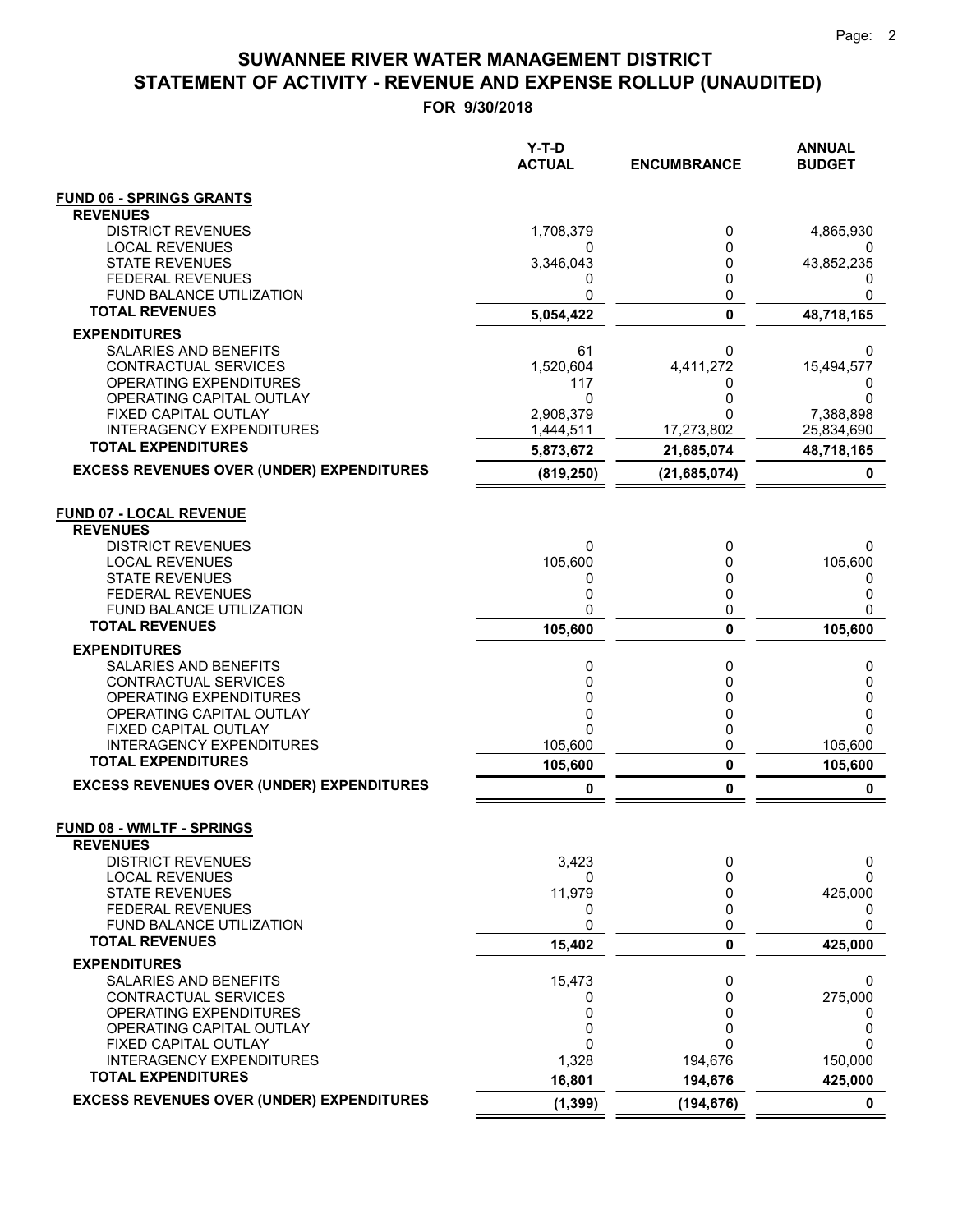# SUWANNEE RIVER WATER MANAGEMENT DISTRICT
## STATEMENT OF ACTIVITY - REVENUE AND EXPENSE ROLLUP (UNAUDITED)
### FOR 9/30/2018

| | Y-T-D ACTUAL | ENCUMBRANCE | ANNUAL BUDGET |
|---|---|---|---|
| **FUND 06 - SPRINGS GRANTS** | | | |
| **REVENUES** | | | |
| DISTRICT REVENUES | 1,708,379 | 0 | 4,865,930 |
| LOCAL REVENUES | 0 | 0 | 0 |
| STATE REVENUES | 3,346,043 | 0 | 43,852,235 |
| FEDERAL REVENUES | 0 | 0 | 0 |
| FUND BALANCE UTILIZATION | 0 | 0 | 0 |
| **TOTAL REVENUES** | **5,054,422** | **0** | **48,718,165** |
| **EXPENDITURES** | | | |
| SALARIES AND BENEFITS | 61 | 0 | 0 |
| CONTRACTUAL SERVICES | 1,520,604 | 4,411,272 | 15,494,577 |
| OPERATING EXPENDITURES | 117 | 0 | 0 |
| OPERATING CAPITAL OUTLAY | 0 | 0 | 0 |
| FIXED CAPITAL OUTLAY | 2,908,379 | 0 | 7,388,898 |
| INTERAGENCY EXPENDITURES | 1,444,511 | 17,273,802 | 25,834,690 |
| **TOTAL EXPENDITURES** | **5,873,672** | **21,685,074** | **48,718,165** |
| **EXCESS REVENUES OVER (UNDER) EXPENDITURES** | **(819,250)** | **(21,685,074)** | **0** |
| **FUND 07 - LOCAL REVENUE** | | | |
| **REVENUES** | | | |
| DISTRICT REVENUES | 0 | 0 | 0 |
| LOCAL REVENUES | 105,600 | 0 | 105,600 |
| STATE REVENUES | 0 | 0 | 0 |
| FEDERAL REVENUES | 0 | 0 | 0 |
| FUND BALANCE UTILIZATION | 0 | 0 | 0 |
| **TOTAL REVENUES** | **105,600** | **0** | **105,600** |
| **EXPENDITURES** | | | |
| SALARIES AND BENEFITS | 0 | 0 | 0 |
| CONTRACTUAL SERVICES | 0 | 0 | 0 |
| OPERATING EXPENDITURES | 0 | 0 | 0 |
| OPERATING CAPITAL OUTLAY | 0 | 0 | 0 |
| FIXED CAPITAL OUTLAY | 0 | 0 | 0 |
| INTERAGENCY EXPENDITURES | 105,600 | 0 | 105,600 |
| **TOTAL EXPENDITURES** | **105,600** | **0** | **105,600** |
| **EXCESS REVENUES OVER (UNDER) EXPENDITURES** | **0** | **0** | **0** |
| **FUND 08 - WMLTF - SPRINGS** | | | |
| **REVENUES** | | | |
| DISTRICT REVENUES | 3,423 | 0 | 0 |
| LOCAL REVENUES | 0 | 0 | 0 |
| STATE REVENUES | 11,979 | 0 | 425,000 |
| FEDERAL REVENUES | 0 | 0 | 0 |
| FUND BALANCE UTILIZATION | 0 | 0 | 0 |
| **TOTAL REVENUES** | **15,402** | **0** | **425,000** |
| **EXPENDITURES** | | | |
| SALARIES AND BENEFITS | 15,473 | 0 | 0 |
| CONTRACTUAL SERVICES | 0 | 0 | 275,000 |
| OPERATING EXPENDITURES | 0 | 0 | 0 |
| OPERATING CAPITAL OUTLAY | 0 | 0 | 0 |
| FIXED CAPITAL OUTLAY | 0 | 0 | 0 |
| INTERAGENCY EXPENDITURES | 1,328 | 194,676 | 150,000 |
| **TOTAL EXPENDITURES** | **16,801** | **194,676** | **425,000** |
| **EXCESS REVENUES OVER (UNDER) EXPENDITURES** | **(1,399)** | **(194,676)** | **0** |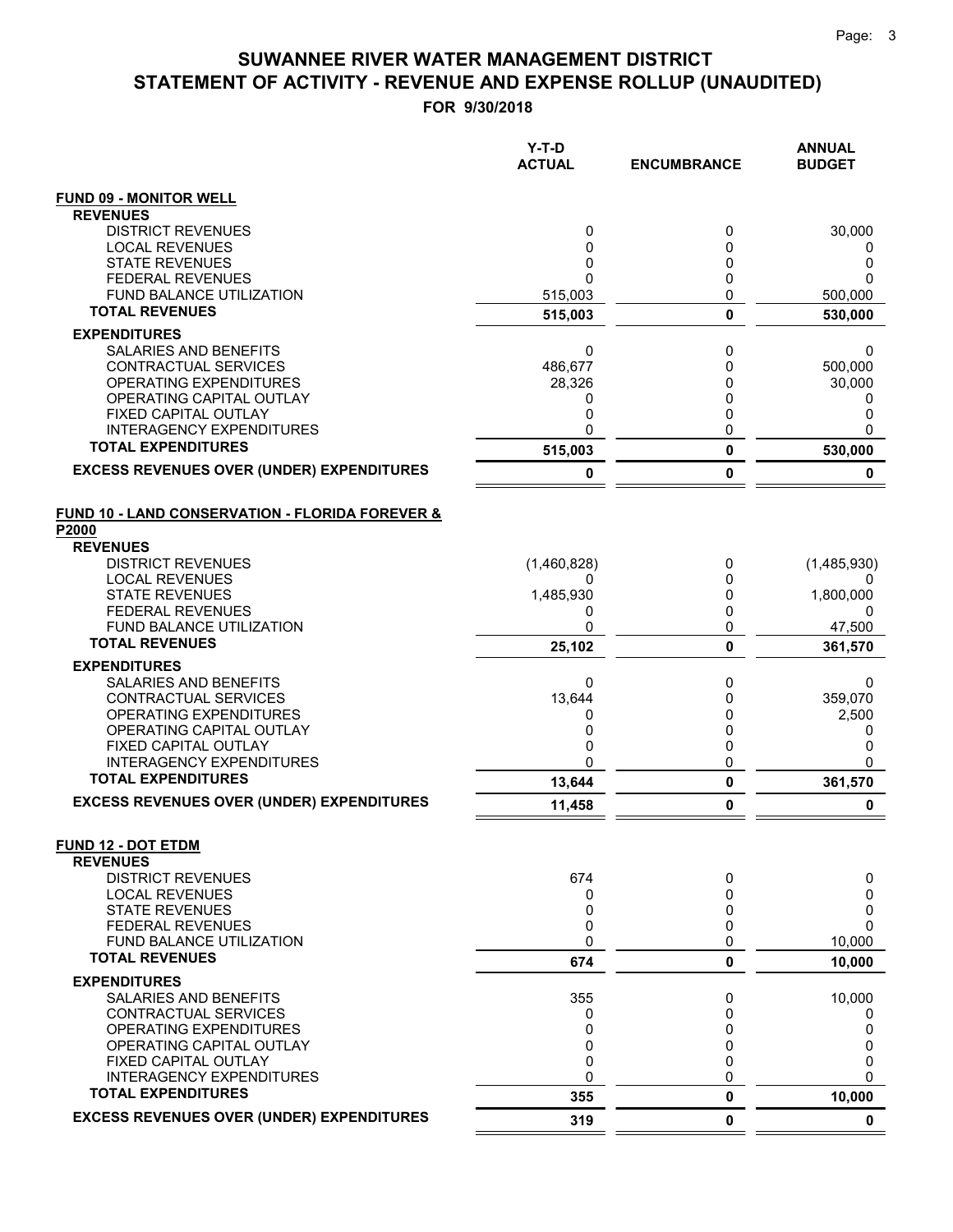# SUWANNEE RIVER WATER MANAGEMENT DISTRICT
## STATEMENT OF ACTIVITY - REVENUE AND EXPENSE ROLLUP (UNAUDITED)
### FOR 9/30/2018

| | Y-T-D ACTUAL | ENCUMBRANCE | ANNUAL BUDGET |
|---|---|---|---|
| **FUND 09 - MONITOR WELL** | | | |
| **REVENUES** | | | |
| DISTRICT REVENUES | 0 | 0 | 30,000 |
| LOCAL REVENUES | 0 | 0 | 0 |
| STATE REVENUES | 0 | 0 | 0 |
| FEDERAL REVENUES | 0 | 0 | 0 |
| FUND BALANCE UTILIZATION | 515,003 | 0 | 500,000 |
| **TOTAL REVENUES** | **515,003** | **0** | **530,000** |
| **EXPENDITURES** | | | |
| SALARIES AND BENEFITS | 0 | 0 | 0 |
| CONTRACTUAL SERVICES | 486,677 | 0 | 500,000 |
| OPERATING EXPENDITURES | 28,326 | 0 | 30,000 |
| OPERATING CAPITAL OUTLAY | 0 | 0 | 0 |
| FIXED CAPITAL OUTLAY | 0 | 0 | 0 |
| INTERAGENCY EXPENDITURES | 0 | 0 | 0 |
| **TOTAL EXPENDITURES** | **515,003** | **0** | **530,000** |
| **EXCESS REVENUES OVER (UNDER) EXPENDITURES** | **0** | **0** | **0** |
| **FUND 10 - LAND CONSERVATION - FLORIDA FOREVER & P2000** | | | |
| **REVENUES** | | | |
| DISTRICT REVENUES | (1,460,828) | 0 | (1,485,930) |
| LOCAL REVENUES | 0 | 0 | 0 |
| STATE REVENUES | 1,485,930 | 0 | 1,800,000 |
| FEDERAL REVENUES | 0 | 0 | 0 |
| FUND BALANCE UTILIZATION | 0 | 0 | 47,500 |
| **TOTAL REVENUES** | **25,102** | **0** | **361,570** |
| **EXPENDITURES** | | | |
| SALARIES AND BENEFITS | 0 | 0 | 0 |
| CONTRACTUAL SERVICES | 13,644 | 0 | 359,070 |
| OPERATING EXPENDITURES | 0 | 0 | 2,500 |
| OPERATING CAPITAL OUTLAY | 0 | 0 | 0 |
| FIXED CAPITAL OUTLAY | 0 | 0 | 0 |
| INTERAGENCY EXPENDITURES | 0 | 0 | 0 |
| **TOTAL EXPENDITURES** | **13,644** | **0** | **361,570** |
| **EXCESS REVENUES OVER (UNDER) EXPENDITURES** | **11,458** | **0** | **0** |
| **FUND 12 - DOT ETDM** | | | |
| **REVENUES** | | | |
| DISTRICT REVENUES | 674 | 0 | 0 |
| LOCAL REVENUES | 0 | 0 | 0 |
| STATE REVENUES | 0 | 0 | 0 |
| FEDERAL REVENUES | 0 | 0 | 0 |
| FUND BALANCE UTILIZATION | 0 | 0 | 10,000 |
| **TOTAL REVENUES** | **674** | **0** | **10,000** |
| **EXPENDITURES** | | | |
| SALARIES AND BENEFITS | 355 | 0 | 10,000 |
| CONTRACTUAL SERVICES | 0 | 0 | 0 |
| OPERATING EXPENDITURES | 0 | 0 | 0 |
| OPERATING CAPITAL OUTLAY | 0 | 0 | 0 |
| FIXED CAPITAL OUTLAY | 0 | 0 | 0 |
| INTERAGENCY EXPENDITURES | 0 | 0 | 0 |
| **TOTAL EXPENDITURES** | **355** | **0** | **10,000** |
| **EXCESS REVENUES OVER (UNDER) EXPENDITURES** | **319** | **0** | **0** |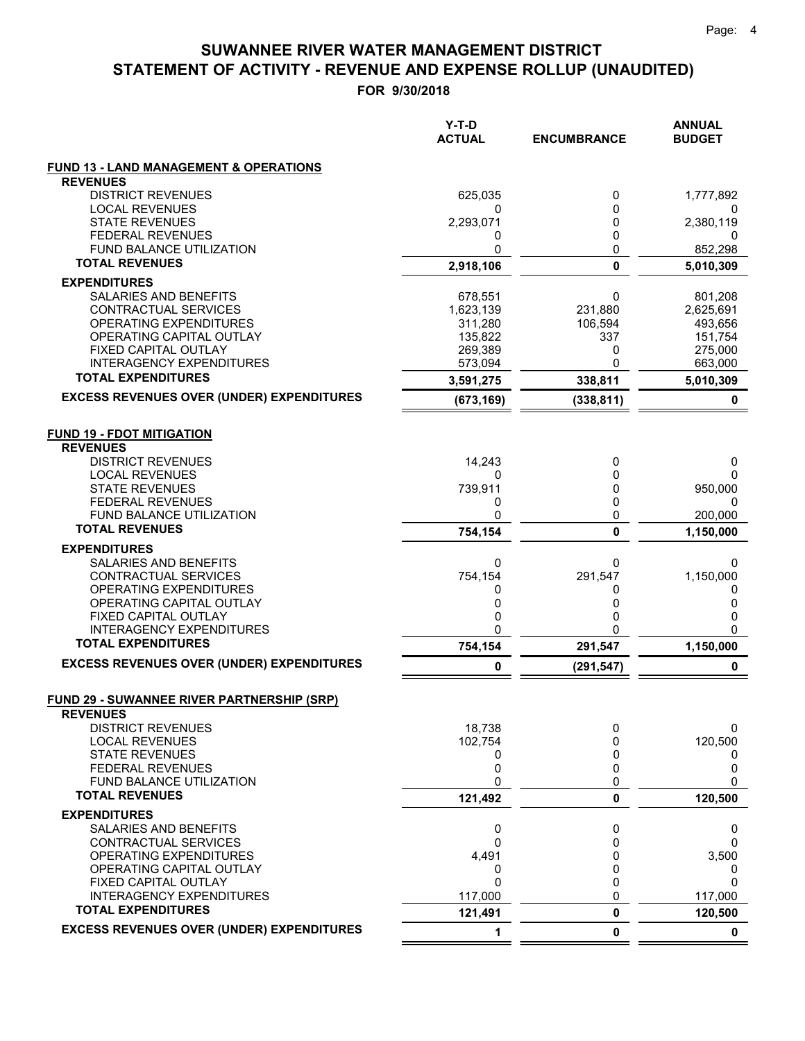# SUWANNEE RIVER WATER MANAGEMENT DISTRICT
## STATEMENT OF ACTIVITY - REVENUE AND EXPENSE ROLLUP (UNAUDITED)
### FOR 9/30/2018

| | Y-T-D ACTUAL | ENCUMBRANCE | ANNUAL BUDGET |
|---|---|---|---|
| **FUND 13 - LAND MANAGEMENT & OPERATIONS** | | | |
| **REVENUES** | | | |
| DISTRICT REVENUES | 625,035 | 0 | 1,777,892 |
| LOCAL REVENUES | 0 | 0 | 0 |
| STATE REVENUES | 2,293,071 | 0 | 2,380,119 |
| FEDERAL REVENUES | 0 | 0 | 0 |
| FUND BALANCE UTILIZATION | 0 | 0 | 852,298 |
| **TOTAL REVENUES** | **2,918,106** | **0** | **5,010,309** |
| **EXPENDITURES** | | | |
| SALARIES AND BENEFITS | 678,551 | 0 | 801,208 |
| CONTRACTUAL SERVICES | 1,623,139 | 231,880 | 2,625,691 |
| OPERATING EXPENDITURES | 311,280 | 106,594 | 493,656 |
| OPERATING CAPITAL OUTLAY | 135,822 | 337 | 151,754 |
| FIXED CAPITAL OUTLAY | 269,389 | 0 | 275,000 |
| INTERAGENCY EXPENDITURES | 573,094 | 0 | 663,000 |
| **TOTAL EXPENDITURES** | **3,591,275** | **338,811** | **5,010,309** |
| **EXCESS REVENUES OVER (UNDER) EXPENDITURES** | **(673,169)** | **(338,811)** | **0** |
| **FUND 19 - FDOT MITIGATION** | | | |
| **REVENUES** | | | |
| DISTRICT REVENUES | 14,243 | 0 | 0 |
| LOCAL REVENUES | 0 | 0 | 0 |
| STATE REVENUES | 739,911 | 0 | 950,000 |
| FEDERAL REVENUES | 0 | 0 | 0 |
| FUND BALANCE UTILIZATION | 0 | 0 | 200,000 |
| **TOTAL REVENUES** | **754,154** | **0** | **1,150,000** |
| **EXPENDITURES** | | | |
| SALARIES AND BENEFITS | 0 | 0 | 0 |
| CONTRACTUAL SERVICES | 754,154 | 291,547 | 1,150,000 |
| OPERATING EXPENDITURES | 0 | 0 | 0 |
| OPERATING CAPITAL OUTLAY | 0 | 0 | 0 |
| FIXED CAPITAL OUTLAY | 0 | 0 | 0 |
| INTERAGENCY EXPENDITURES | 0 | 0 | 0 |
| **TOTAL EXPENDITURES** | **754,154** | **291,547** | **1,150,000** |
| **EXCESS REVENUES OVER (UNDER) EXPENDITURES** | **0** | **(291,547)** | **0** |
| **FUND 29 - SUWANNEE RIVER PARTNERSHIP (SRP)** | | | |
| **REVENUES** | | | |
| DISTRICT REVENUES | 18,738 | 0 | 0 |
| LOCAL REVENUES | 102,754 | 0 | 120,500 |
| STATE REVENUES | 0 | 0 | 0 |
| FEDERAL REVENUES | 0 | 0 | 0 |
| FUND BALANCE UTILIZATION | 0 | 0 | 0 |
| **TOTAL REVENUES** | **121,492** | **0** | **120,500** |
| **EXPENDITURES** | | | |
| SALARIES AND BENEFITS | 0 | 0 | 0 |
| CONTRACTUAL SERVICES | 0 | 0 | 0 |
| OPERATING EXPENDITURES | 4,491 | 0 | 3,500 |
| OPERATING CAPITAL OUTLAY | 0 | 0 | 0 |
| FIXED CAPITAL OUTLAY | 0 | 0 | 0 |
| INTERAGENCY EXPENDITURES | 117,000 | 0 | 117,000 |
| **TOTAL EXPENDITURES** | **121,491** | **0** | **120,500** |
| **EXCESS REVENUES OVER (UNDER) EXPENDITURES** | **1** | **0** | **0** |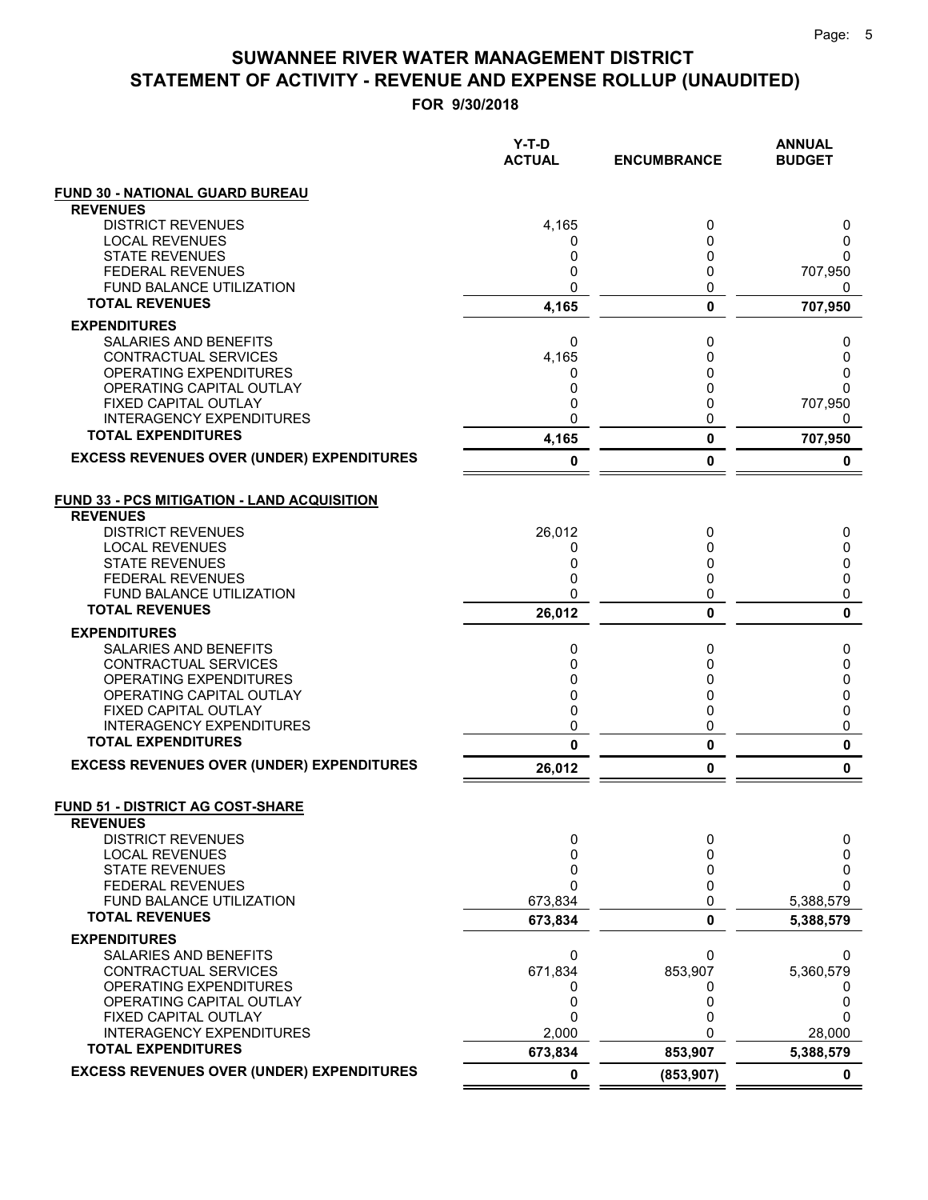# SUWANNEE RIVER WATER MANAGEMENT DISTRICT
## STATEMENT OF ACTIVITY - REVENUE AND EXPENSE ROLLUP (UNAUDITED)
### FOR 9/30/2018

| | Y-T-D ACTUAL | ENCUMBRANCE | ANNUAL BUDGET |
|---|---|---|---|
| **FUND 30 - NATIONAL GUARD BUREAU** | | | |
| **REVENUES** | | | |
| DISTRICT REVENUES | 4,165 | 0 | 0 |
| LOCAL REVENUES | 0 | 0 | 0 |
| STATE REVENUES | 0 | 0 | 0 |
| FEDERAL REVENUES | 0 | 0 | 707,950 |
| FUND BALANCE UTILIZATION | 0 | 0 | 0 |
| **TOTAL REVENUES** | **4,165** | **0** | **707,950** |
| **EXPENDITURES** | | | |
| SALARIES AND BENEFITS | 0 | 0 | 0 |
| CONTRACTUAL SERVICES | 4,165 | 0 | 0 |
| OPERATING EXPENDITURES | 0 | 0 | 0 |
| OPERATING CAPITAL OUTLAY | 0 | 0 | 0 |
| FIXED CAPITAL OUTLAY | 0 | 0 | 707,950 |
| INTERAGENCY EXPENDITURES | 0 | 0 | 0 |
| **TOTAL EXPENDITURES** | **4,165** | **0** | **707,950** |
| **EXCESS REVENUES OVER (UNDER) EXPENDITURES** | **0** | **0** | **0** |
| **FUND 33 - PCS MITIGATION - LAND ACQUISITION** | | | |
| **REVENUES** | | | |
| DISTRICT REVENUES | 26,012 | 0 | 0 |
| LOCAL REVENUES | 0 | 0 | 0 |
| STATE REVENUES | 0 | 0 | 0 |
| FEDERAL REVENUES | 0 | 0 | 0 |
| FUND BALANCE UTILIZATION | 0 | 0 | 0 |
| **TOTAL REVENUES** | **26,012** | **0** | **0** |
| **EXPENDITURES** | | | |
| SALARIES AND BENEFITS | 0 | 0 | 0 |
| CONTRACTUAL SERVICES | 0 | 0 | 0 |
| OPERATING EXPENDITURES | 0 | 0 | 0 |
| OPERATING CAPITAL OUTLAY | 0 | 0 | 0 |
| FIXED CAPITAL OUTLAY | 0 | 0 | 0 |
| INTERAGENCY EXPENDITURES | 0 | 0 | 0 |
| **TOTAL EXPENDITURES** | **0** | **0** | **0** |
| **EXCESS REVENUES OVER (UNDER) EXPENDITURES** | **26,012** | **0** | **0** |
| **FUND 51 - DISTRICT AG COST-SHARE** | | | |
| **REVENUES** | | | |
| DISTRICT REVENUES | 0 | 0 | 0 |
| LOCAL REVENUES | 0 | 0 | 0 |
| STATE REVENUES | 0 | 0 | 0 |
| FEDERAL REVENUES | 0 | 0 | 0 |
| FUND BALANCE UTILIZATION | 673,834 | 0 | 5,388,579 |
| **TOTAL REVENUES** | **673,834** | **0** | **5,388,579** |
| **EXPENDITURES** | | | |
| SALARIES AND BENEFITS | 0 | 0 | 0 |
| CONTRACTUAL SERVICES | 671,834 | 853,907 | 5,360,579 |
| OPERATING EXPENDITURES | 0 | 0 | 0 |
| OPERATING CAPITAL OUTLAY | 0 | 0 | 0 |
| FIXED CAPITAL OUTLAY | 0 | 0 | 0 |
| INTERAGENCY EXPENDITURES | 2,000 | 0 | 28,000 |
| **TOTAL EXPENDITURES** | **673,834** | **853,907** | **5,388,579** |
| **EXCESS REVENUES OVER (UNDER) EXPENDITURES** | **0** | **(853,907)** | **0** |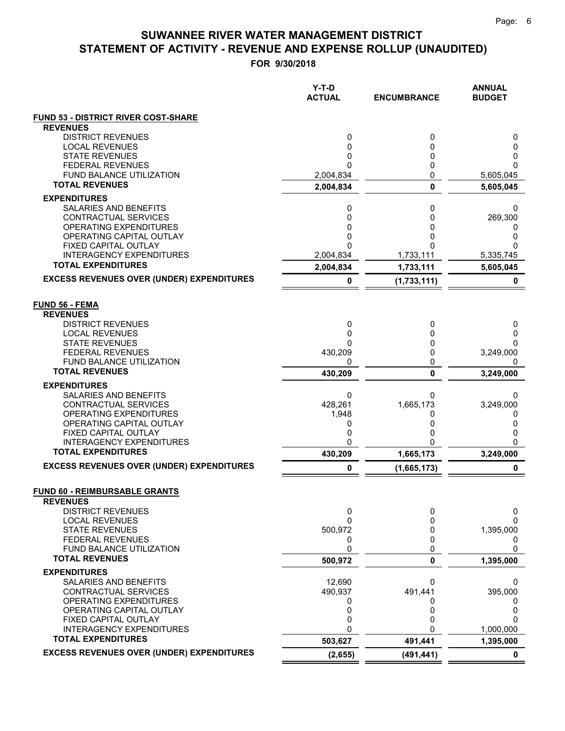# SUWANNEE RIVER WATER MANAGEMENT DISTRICT
# STATEMENT OF ACTIVITY - REVENUE AND EXPENSE ROLLUP (UNAUDITED)

**FOR 9/30/2018**

| | Y-T-D ACTUAL | ENCUMBRANCE | ANNUAL BUDGET |
|---|---|---|---|
| **FUND 53 - DISTRICT RIVER COST-SHARE** | | | |
| **REVENUES** | | | |
| DISTRICT REVENUES | 0 | 0 | 0 |
| LOCAL REVENUES | 0 | 0 | 0 |
| STATE REVENUES | 0 | 0 | 0 |
| FEDERAL REVENUES | 0 | 0 | 0 |
| FUND BALANCE UTILIZATION | 2,004,834 | 0 | 5,605,045 |
| **TOTAL REVENUES** | **2,004,834** | **0** | **5,605,045** |
| **EXPENDITURES** | | | |
| SALARIES AND BENEFITS | 0 | 0 | 0 |
| CONTRACTUAL SERVICES | 0 | 0 | 269,300 |
| OPERATING EXPENDITURES | 0 | 0 | 0 |
| OPERATING CAPITAL OUTLAY | 0 | 0 | 0 |
| FIXED CAPITAL OUTLAY | 0 | 0 | 0 |
| INTERAGENCY EXPENDITURES | 2,004,834 | 1,733,111 | 5,335,745 |
| **TOTAL EXPENDITURES** | **2,004,834** | **1,733,111** | **5,605,045** |
| **EXCESS REVENUES OVER (UNDER) EXPENDITURES** | **0** | **(1,733,111)** | **0** |
| | | | |
| **FUND 56 - FEMA** | | | |
| **REVENUES** | | | |
| DISTRICT REVENUES | 0 | 0 | 0 |
| LOCAL REVENUES | 0 | 0 | 0 |
| STATE REVENUES | 0 | 0 | 0 |
| FEDERAL REVENUES | 430,209 | 0 | 3,249,000 |
| FUND BALANCE UTILIZATION | 0 | 0 | 0 |
| **TOTAL REVENUES** | **430,209** | **0** | **3,249,000** |
| **EXPENDITURES** | | | |
| SALARIES AND BENEFITS | 0 | 0 | 0 |
| CONTRACTUAL SERVICES | 428,261 | 1,665,173 | 3,249,000 |
| OPERATING EXPENDITURES | 1,948 | 0 | 0 |
| OPERATING CAPITAL OUTLAY | 0 | 0 | 0 |
| FIXED CAPITAL OUTLAY | 0 | 0 | 0 |
| INTERAGENCY EXPENDITURES | 0 | 0 | 0 |
| **TOTAL EXPENDITURES** | **430,209** | **1,665,173** | **3,249,000** |
| **EXCESS REVENUES OVER (UNDER) EXPENDITURES** | **0** | **(1,665,173)** | **0** |
| | | | |
| **FUND 60 - REIMBURSABLE GRANTS** | | | |
| **REVENUES** | | | |
| DISTRICT REVENUES | 0 | 0 | 0 |
| LOCAL REVENUES | 0 | 0 | 0 |
| STATE REVENUES | 500,972 | 0 | 1,395,000 |
| FEDERAL REVENUES | 0 | 0 | 0 |
| FUND BALANCE UTILIZATION | 0 | 0 | 0 |
| **TOTAL REVENUES** | **500,972** | **0** | **1,395,000** |
| **EXPENDITURES** | | | |
| SALARIES AND BENEFITS | 12,690 | 0 | 0 |
| CONTRACTUAL SERVICES | 490,937 | 491,441 | 395,000 |
| OPERATING EXPENDITURES | 0 | 0 | 0 |
| OPERATING CAPITAL OUTLAY | 0 | 0 | 0 |
| FIXED CAPITAL OUTLAY | 0 | 0 | 0 |
| INTERAGENCY EXPENDITURES | 0 | 0 | 1,000,000 |
| **TOTAL EXPENDITURES** | **503,627** | **491,441** | **1,395,000** |
| **EXCESS REVENUES OVER (UNDER) EXPENDITURES** | **(2,655)** | **(491,441)** | **0** |